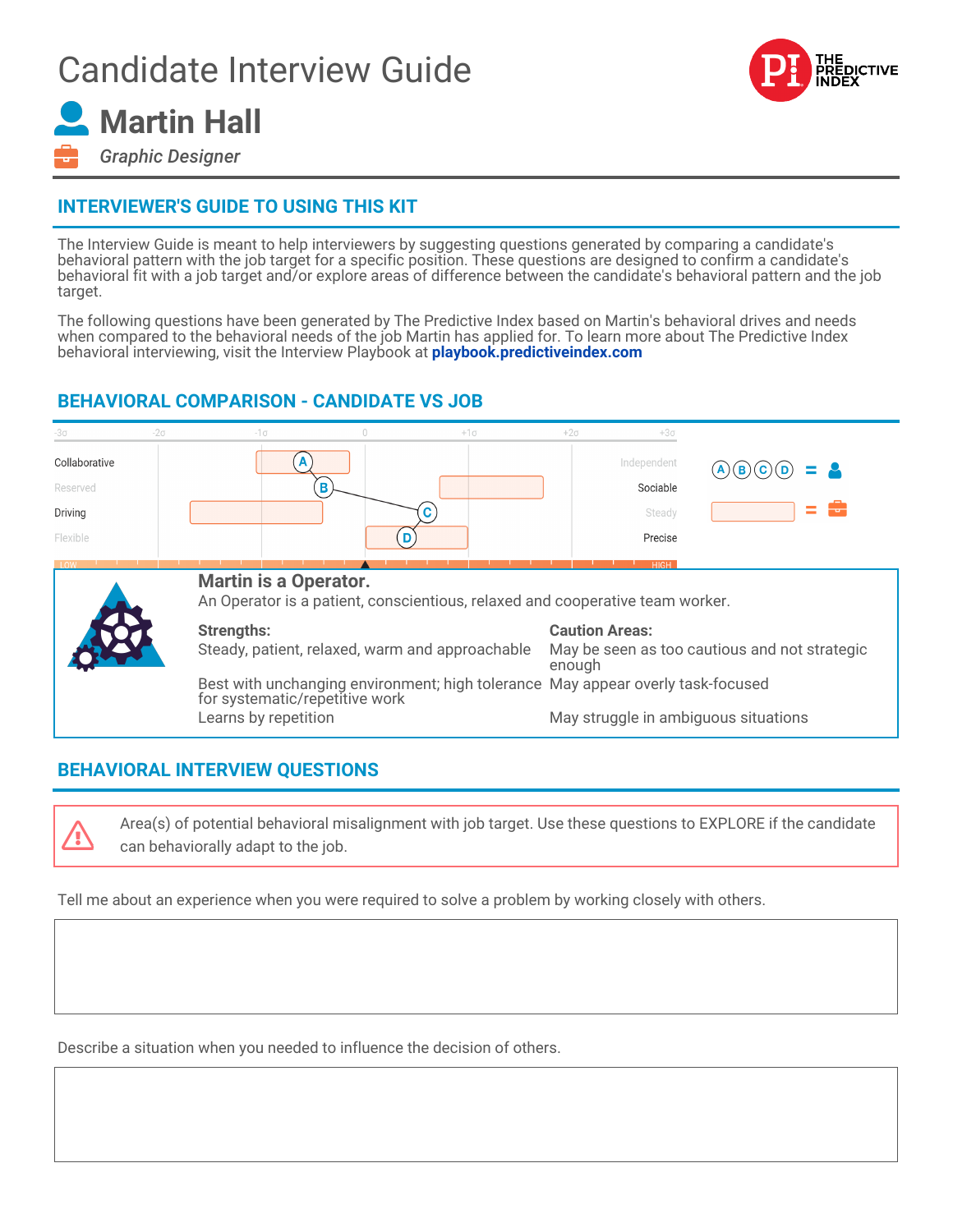# Candidate Interview Guide

## Martin Hall

*Graphic Designer*

## INTERVIEWER'S GUIDE TO USING THIS KIT

The Interview Guide is meant to help interviewers by suggesting questions generated by comparing a candidate's behavioral pattern with the job target for a specific position. These questions are designed to confirm a candidate's behavioral fit with a job target and/or explore areas of difference between the candidate's behavioral pattern and the job target.

The following questions have been generated by The Predictive Index based on Martin's behavioral drives and needs when compared to the behavioral needs of the job Martin has applied for. To learn more about The Predictive Index behavioral interviewing, visit the Interview Playbook at **playbook.predictiveindex.com**

## BEHAVIORAL COMPARISON - CANDIDATE VS JOB

-3σ | -2σ | -1σ | 0 | +1σ | +2σ | +3σ

| Left | | Right |
|---|---|---|
| Collaborative | A | Independent |
| Reserved | B | Sociable |
| Driving | C | Steady |
| Flexible | D | Precise |

LOW — HIGH

A B C D = Candidate; Box = Job

**Martin is a Operator.**
An Operator is a patient, conscientious, relaxed and cooperative team worker.

**Strengths:**
- Steady, patient, relaxed, warm and approachable
- Best with unchanging environment; high tolerance for systematic/repetitive work
- Learns by repetition

**Caution Areas:**
- May be seen as too cautious and not strategic enough
- May appear overly task-focused
- May struggle in ambiguous situations

## BEHAVIORAL INTERVIEW QUESTIONS

Area(s) of potential behavioral misalignment with job target. Use these questions to EXPLORE if the candidate can behaviorally adapt to the job.

Tell me about an experience when you were required to solve a problem by working closely with others.

Describe a situation when you needed to influence the decision of others.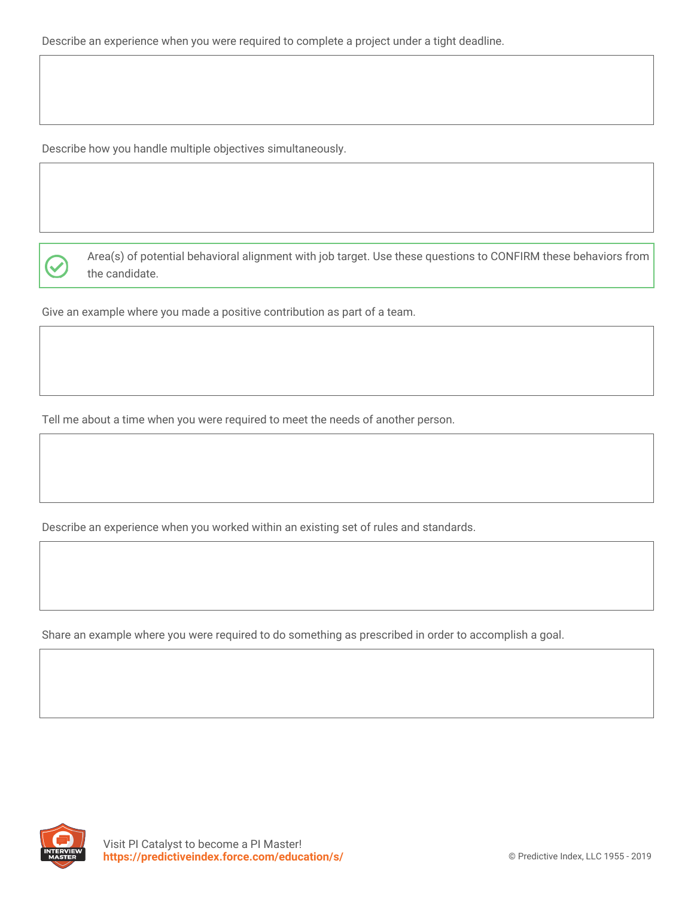Describe an experience when you were required to complete a project under a tight deadline.

Describe how you handle multiple objectives simultaneously.

Area(s) of potential behavioral alignment with job target. Use these questions to CONFIRM these behaviors from the candidate.

Give an example where you made a positive contribution as part of a team.

Tell me about a time when you were required to meet the needs of another person.

Describe an experience when you worked within an existing set of rules and standards.

Share an example where you were required to do something as prescribed in order to accomplish a goal.

Visit PI Catalyst to become a PI Master!
https://predictiveindex.force.com/education/s/

© Predictive Index, LLC 1955 - 2019